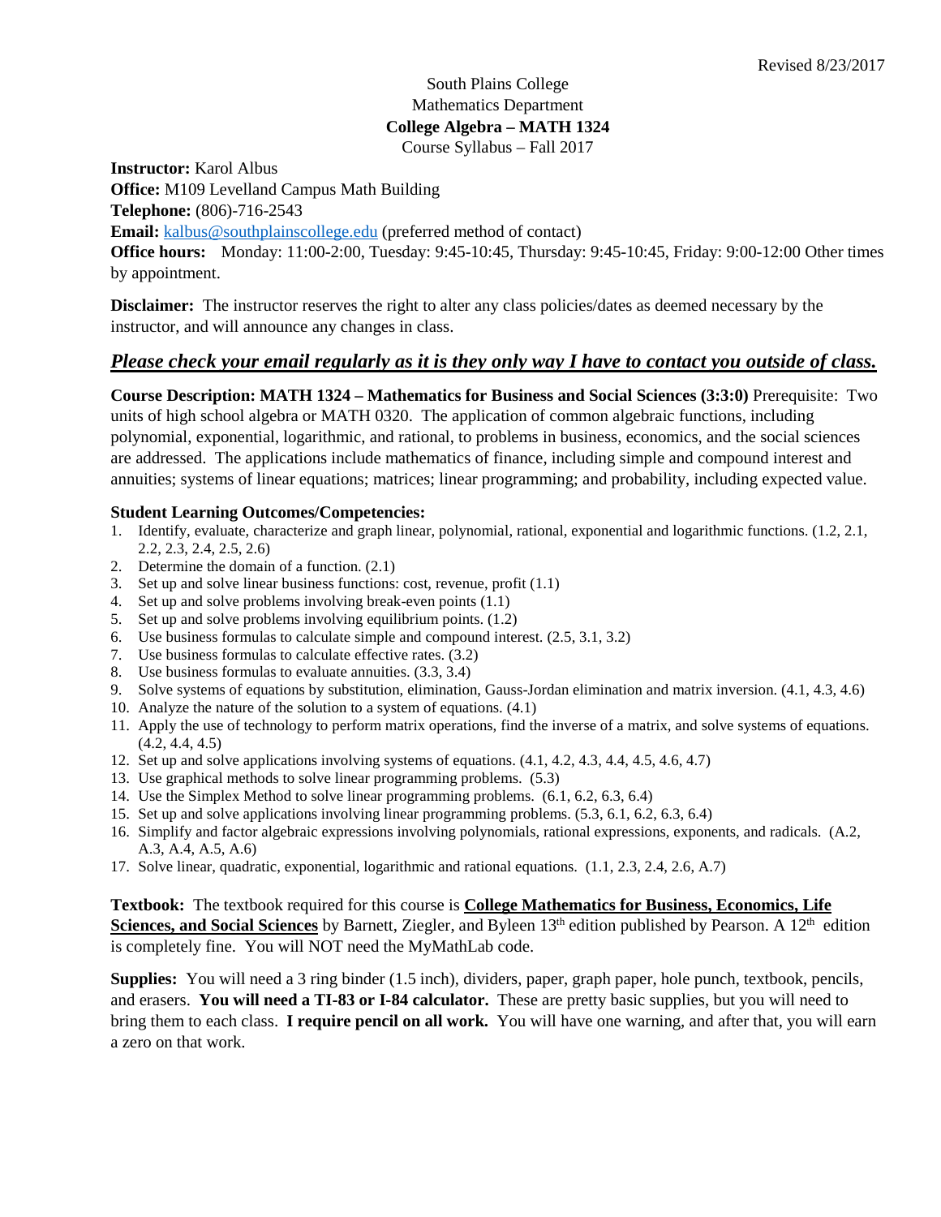Revised 8/23/2017

South Plains College
Mathematics Department
**College Algebra – MATH 1324**
Course Syllabus – Fall 2017

**Instructor:** Karol Albus
**Office:** M109 Levelland Campus Math Building
**Telephone:** (806)-716-2543
**Email:** kalbus@southplainscollege.edu (preferred method of contact)
**Office hours:** Monday: 11:00-2:00, Tuesday: 9:45-10:45, Thursday: 9:45-10:45, Friday: 9:00-12:00 Other times by appointment.

**Disclaimer:** The instructor reserves the right to alter any class policies/dates as deemed necessary by the instructor, and will announce any changes in class.

***Please check your email regularly as it is they only way I have to contact you outside of class.***

**Course Description: MATH 1324 – Mathematics for Business and Social Sciences (3:3:0)** Prerequisite: Two units of high school algebra or MATH 0320. The application of common algebraic functions, including polynomial, exponential, logarithmic, and rational, to problems in business, economics, and the social sciences are addressed. The applications include mathematics of finance, including simple and compound interest and annuities; systems of linear equations; matrices; linear programming; and probability, including expected value.

**Student Learning Outcomes/Competencies:**

1. Identify, evaluate, characterize and graph linear, polynomial, rational, exponential and logarithmic functions. (1.2, 2.1, 2.2, 2.3, 2.4, 2.5, 2.6)
2. Determine the domain of a function. (2.1)
3. Set up and solve linear business functions: cost, revenue, profit (1.1)
4. Set up and solve problems involving break-even points (1.1)
5. Set up and solve problems involving equilibrium points. (1.2)
6. Use business formulas to calculate simple and compound interest. (2.5, 3.1, 3.2)
7. Use business formulas to calculate effective rates. (3.2)
8. Use business formulas to evaluate annuities. (3.3, 3.4)
9. Solve systems of equations by substitution, elimination, Gauss-Jordan elimination and matrix inversion. (4.1, 4.3, 4.6)
10. Analyze the nature of the solution to a system of equations. (4.1)
11. Apply the use of technology to perform matrix operations, find the inverse of a matrix, and solve systems of equations. (4.2, 4.4, 4.5)
12. Set up and solve applications involving systems of equations. (4.1, 4.2, 4.3, 4.4, 4.5, 4.6, 4.7)
13. Use graphical methods to solve linear programming problems. (5.3)
14. Use the Simplex Method to solve linear programming problems. (6.1, 6.2, 6.3, 6.4)
15. Set up and solve applications involving linear programming problems. (5.3, 6.1, 6.2, 6.3, 6.4)
16. Simplify and factor algebraic expressions involving polynomials, rational expressions, exponents, and radicals. (A.2, A.3, A.4, A.5, A.6)
17. Solve linear, quadratic, exponential, logarithmic and rational equations. (1.1, 2.3, 2.4, 2.6, A.7)

**Textbook:** The textbook required for this course is **College Mathematics for Business, Economics, Life Sciences, and Social Sciences** by Barnett, Ziegler, and Byleen 13th edition published by Pearson. A 12th edition is completely fine. You will NOT need the MyMathLab code.

**Supplies:** You will need a 3 ring binder (1.5 inch), dividers, paper, graph paper, hole punch, textbook, pencils, and erasers. **You will need a TI-83 or I-84 calculator.** These are pretty basic supplies, but you will need to bring them to each class. **I require pencil on all work.** You will have one warning, and after that, you will earn a zero on that work.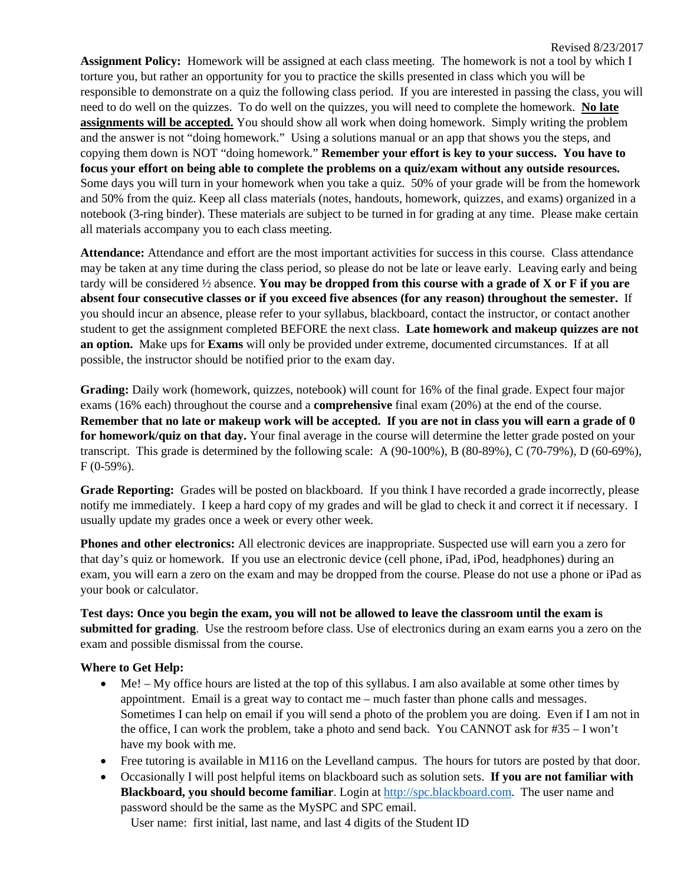**Assignment Policy:** Homework will be assigned at each class meeting. The homework is not a tool by which I torture you, but rather an opportunity for you to practice the skills presented in class which you will be responsible to demonstrate on a quiz the following class period. If you are interested in passing the class, you will need to do well on the quizzes. To do well on the quizzes, you will need to complete the homework. **No late assignments will be accepted.** You should show all work when doing homework. Simply writing the problem and the answer is not "doing homework." Using a solutions manual or an app that shows you the steps, and copying them down is NOT "doing homework." **Remember your effort is key to your success. You have to focus your effort on being able to complete the problems on a quiz/exam without any outside resources.** Some days you will turn in your homework when you take a quiz. 50% of your grade will be from the homework and 50% from the quiz. Keep all class materials (notes, handouts, homework, quizzes, and exams) organized in a notebook (3-ring binder). These materials are subject to be turned in for grading at any time. Please make certain all materials accompany you to each class meeting.

**Attendance:** Attendance and effort are the most important activities for success in this course. Class attendance may be taken at any time during the class period, so please do not be late or leave early. Leaving early and being tardy will be considered ½ absence. **You may be dropped from this course with a grade of X or F if you are absent four consecutive classes or if you exceed five absences (for any reason) throughout the semester.** If you should incur an absence, please refer to your syllabus, blackboard, contact the instructor, or contact another student to get the assignment completed BEFORE the next class. **Late homework and makeup quizzes are not an option.** Make ups for **Exams** will only be provided under extreme, documented circumstances. If at all possible, the instructor should be notified prior to the exam day.

**Grading:** Daily work (homework, quizzes, notebook) will count for 16% of the final grade. Expect four major exams (16% each) throughout the course and a **comprehensive** final exam (20%) at the end of the course. **Remember that no late or makeup work will be accepted. If you are not in class you will earn a grade of 0 for homework/quiz on that day.** Your final average in the course will determine the letter grade posted on your transcript. This grade is determined by the following scale: A (90-100%), B (80-89%), C (70-79%), D (60-69%), F (0-59%).

**Grade Reporting:** Grades will be posted on blackboard. If you think I have recorded a grade incorrectly, please notify me immediately. I keep a hard copy of my grades and will be glad to check it and correct it if necessary. I usually update my grades once a week or every other week.

**Phones and other electronics:** All electronic devices are inappropriate. Suspected use will earn you a zero for that day's quiz or homework. If you use an electronic device (cell phone, iPad, iPod, headphones) during an exam, you will earn a zero on the exam and may be dropped from the course. Please do not use a phone or iPad as your book or calculator.

**Test days: Once you begin the exam, you will not be allowed to leave the classroom until the exam is submitted for grading**. Use the restroom before class. Use of electronics during an exam earns you a zero on the exam and possible dismissal from the course.

**Where to Get Help:**

- Me! – My office hours are listed at the top of this syllabus. I am also available at some other times by appointment. Email is a great way to contact me – much faster than phone calls and messages. Sometimes I can help on email if you will send a photo of the problem you are doing. Even if I am not in the office, I can work the problem, take a photo and send back. You CANNOT ask for #35 – I won't have my book with me.
- Free tutoring is available in M116 on the Levelland campus. The hours for tutors are posted by that door.
- Occasionally I will post helpful items on blackboard such as solution sets. **If you are not familiar with Blackboard, you should become familiar**. Login at http://spc.blackboard.com. The user name and password should be the same as the MySPC and SPC email.

  User name: first initial, last name, and last 4 digits of the Student ID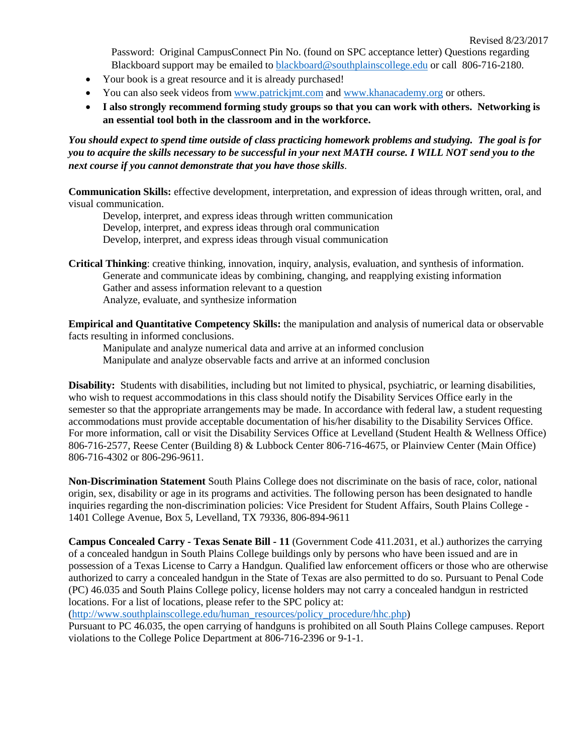Password: Original CampusConnect Pin No. (found on SPC acceptance letter) Questions regarding Blackboard support may be emailed to blackboard@southplainscollege.edu or call 806-716-2180.

- Your book is a great resource and it is already purchased!
- You can also seek videos from www.patrickjmt.com and www.khanacademy.org or others.
- **I also strongly recommend forming study groups so that you can work with others. Networking is an essential tool both in the classroom and in the workforce.**

***You should expect to spend time outside of class practicing homework problems and studying. The goal is for you to acquire the skills necessary to be successful in your next MATH course. I WILL NOT send you to the next course if you cannot demonstrate that you have those skills*.**

**Communication Skills:** effective development, interpretation, and expression of ideas through written, oral, and visual communication.

Develop, interpret, and express ideas through written communication
Develop, interpret, and express ideas through oral communication
Develop, interpret, and express ideas through visual communication

**Critical Thinking**: creative thinking, innovation, inquiry, analysis, evaluation, and synthesis of information.

Generate and communicate ideas by combining, changing, and reapplying existing information
Gather and assess information relevant to a question
Analyze, evaluate, and synthesize information

**Empirical and Quantitative Competency Skills:** the manipulation and analysis of numerical data or observable facts resulting in informed conclusions.

Manipulate and analyze numerical data and arrive at an informed conclusion
Manipulate and analyze observable facts and arrive at an informed conclusion

**Disability:** Students with disabilities, including but not limited to physical, psychiatric, or learning disabilities, who wish to request accommodations in this class should notify the Disability Services Office early in the semester so that the appropriate arrangements may be made. In accordance with federal law, a student requesting accommodations must provide acceptable documentation of his/her disability to the Disability Services Office. For more information, call or visit the Disability Services Office at Levelland (Student Health & Wellness Office) 806-716-2577, Reese Center (Building 8) & Lubbock Center 806-716-4675, or Plainview Center (Main Office) 806-716-4302 or 806-296-9611.

**Non-Discrimination Statement** South Plains College does not discriminate on the basis of race, color, national origin, sex, disability or age in its programs and activities. The following person has been designated to handle inquiries regarding the non-discrimination policies: Vice President for Student Affairs, South Plains College - 1401 College Avenue, Box 5, Levelland, TX 79336, 806-894-9611

**Campus Concealed Carry - Texas Senate Bill - 11** (Government Code 411.2031, et al.) authorizes the carrying of a concealed handgun in South Plains College buildings only by persons who have been issued and are in possession of a Texas License to Carry a Handgun. Qualified law enforcement officers or those who are otherwise authorized to carry a concealed handgun in the State of Texas are also permitted to do so. Pursuant to Penal Code (PC) 46.035 and South Plains College policy, license holders may not carry a concealed handgun in restricted locations. For a list of locations, please refer to the SPC policy at: (http://www.southplainscollege.edu/human_resources/policy_procedure/hhc.php)
Pursuant to PC 46.035, the open carrying of handguns is prohibited on all South Plains College campuses. Report violations to the College Police Department at 806-716-2396 or 9-1-1.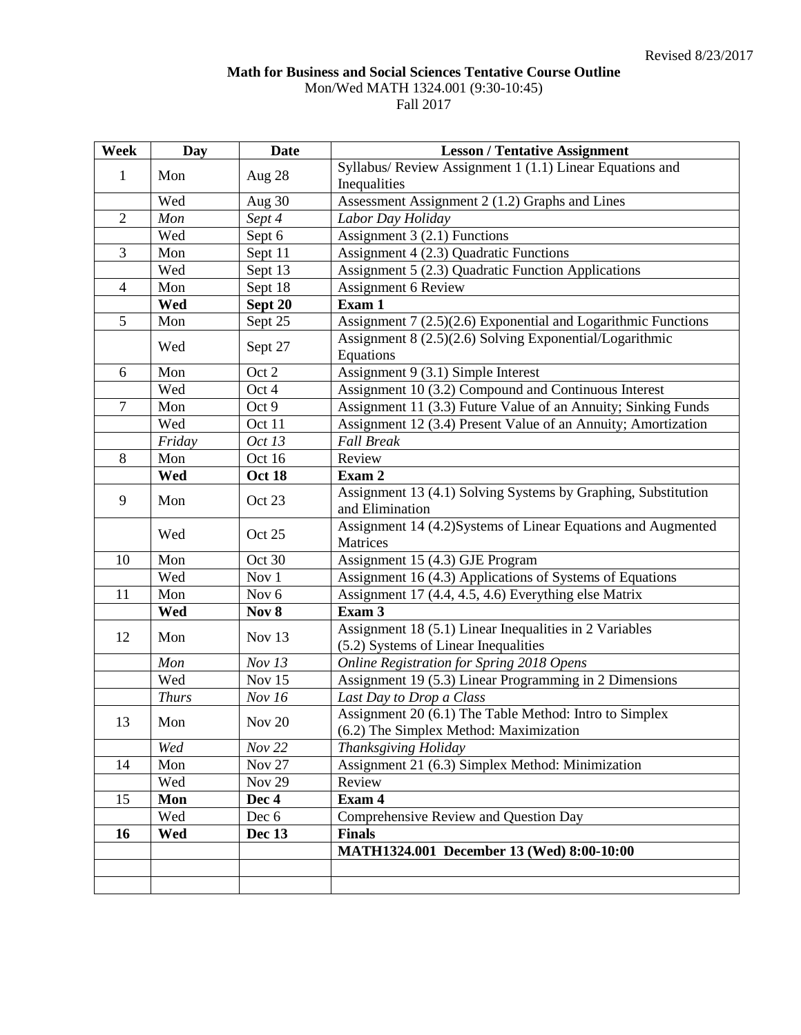Revised 8/23/2017

**Math for Business and Social Sciences Tentative Course Outline**

Mon/Wed MATH 1324.001 (9:30-10:45)

Fall 2017

| Week | Day | Date | Lesson / Tentative Assignment |
|---|---|---|---|
| 1 | Mon | Aug 28 | Syllabus/ Review Assignment 1 (1.1) Linear Equations and Inequalities |
| | Wed | Aug 30 | Assessment Assignment 2 (1.2) Graphs and Lines |
| 2 | *Mon* | *Sept 4* | *Labor Day Holiday* |
| | Wed | Sept 6 | Assignment 3 (2.1) Functions |
| 3 | Mon | Sept 11 | Assignment 4 (2.3) Quadratic Functions |
| | Wed | Sept 13 | Assignment 5 (2.3) Quadratic Function Applications |
| 4 | Mon | Sept 18 | Assignment 6 Review |
| | **Wed** | **Sept 20** | **Exam 1** |
| 5 | Mon | Sept 25 | Assignment 7 (2.5)(2.6) Exponential and Logarithmic Functions |
| | Wed | Sept 27 | Assignment 8 (2.5)(2.6) Solving Exponential/Logarithmic Equations |
| 6 | Mon | Oct 2 | Assignment 9 (3.1) Simple Interest |
| | Wed | Oct 4 | Assignment 10 (3.2) Compound and Continuous Interest |
| 7 | Mon | Oct 9 | Assignment 11 (3.3) Future Value of an Annuity; Sinking Funds |
| | Wed | Oct 11 | Assignment 12 (3.4) Present Value of an Annuity; Amortization |
| | *Friday* | *Oct 13* | *Fall Break* |
| 8 | Mon | Oct 16 | Review |
| | **Wed** | **Oct 18** | **Exam 2** |
| 9 | Mon | Oct 23 | Assignment 13 (4.1) Solving Systems by Graphing, Substitution and Elimination |
| | Wed | Oct 25 | Assignment 14 (4.2)Systems of Linear Equations and Augmented Matrices |
| 10 | Mon | Oct 30 | Assignment 15 (4.3) GJE Program |
| | Wed | Nov 1 | Assignment 16 (4.3) Applications of Systems of Equations |
| 11 | Mon | Nov 6 | Assignment 17 (4.4, 4.5, 4.6) Everything else Matrix |
| | **Wed** | **Nov 8** | **Exam 3** |
| 12 | Mon | Nov 13 | Assignment 18 (5.1) Linear Inequalities in 2 Variables (5.2) Systems of Linear Inequalities |
| | *Mon* | *Nov 13* | *Online Registration for Spring 2018 Opens* |
| | Wed | Nov 15 | Assignment 19 (5.3) Linear Programming in 2 Dimensions |
| | *Thurs* | *Nov 16* | *Last Day to Drop a Class* |
| 13 | Mon | Nov 20 | Assignment 20 (6.1) The Table Method: Intro to Simplex (6.2) The Simplex Method: Maximization |
| | *Wed* | *Nov 22* | *Thanksgiving Holiday* |
| 14 | Mon | Nov 27 | Assignment 21 (6.3) Simplex Method: Minimization |
| | Wed | Nov 29 | Review |
| 15 | **Mon** | **Dec 4** | **Exam 4** |
| | Wed | Dec 6 | Comprehensive Review and Question Day |
| **16** | **Wed** | **Dec 13** | **Finals** |
| | | | **MATH1324.001 December 13 (Wed) 8:00-10:00** |
| | | | |
| | | | |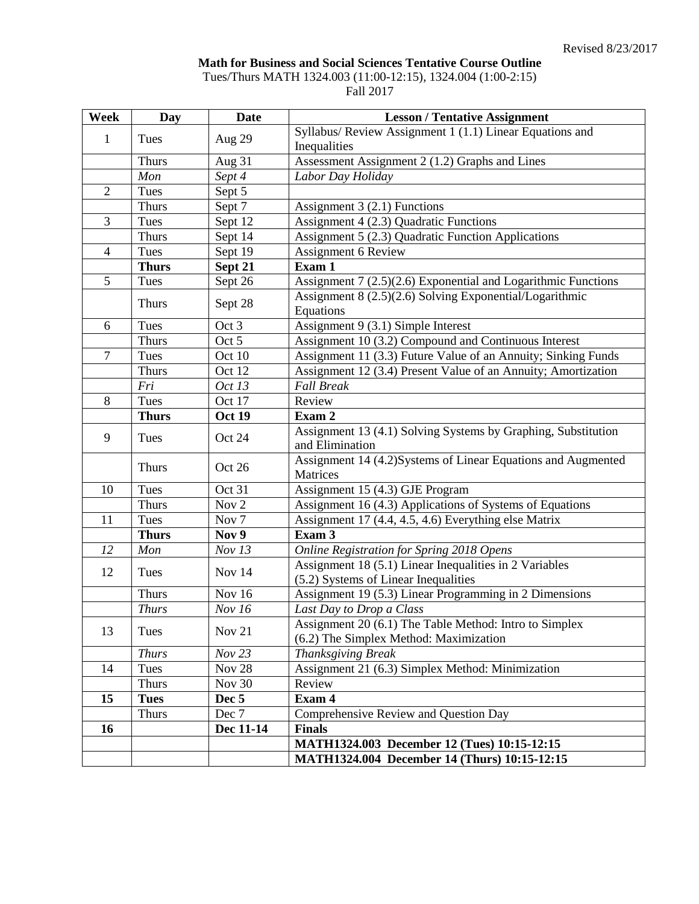Revised 8/23/2017

**Math for Business and Social Sciences Tentative Course Outline**

Tues/Thurs MATH 1324.003 (11:00-12:15), 1324.004 (1:00-2:15)

Fall 2017

| Week | Day | Date | Lesson / Tentative Assignment |
|---|---|---|---|
| 1 | Tues | Aug 29 | Syllabus/ Review Assignment 1 (1.1) Linear Equations and Inequalities |
| | Thurs | Aug 31 | Assessment Assignment 2 (1.2) Graphs and Lines |
| | *Mon* | *Sept 4* | *Labor Day Holiday* |
| 2 | Tues | Sept 5 | |
| | Thurs | Sept 7 | Assignment 3 (2.1) Functions |
| 3 | Tues | Sept 12 | Assignment 4 (2.3) Quadratic Functions |
| | Thurs | Sept 14 | Assignment 5 (2.3) Quadratic Function Applications |
| 4 | Tues | Sept 19 | Assignment 6 Review |
| | **Thurs** | **Sept 21** | **Exam 1** |
| 5 | Tues | Sept 26 | Assignment 7 (2.5)(2.6) Exponential and Logarithmic Functions |
| | Thurs | Sept 28 | Assignment 8 (2.5)(2.6) Solving Exponential/Logarithmic Equations |
| 6 | Tues | Oct 3 | Assignment 9 (3.1) Simple Interest |
| | Thurs | Oct 5 | Assignment 10 (3.2) Compound and Continuous Interest |
| 7 | Tues | Oct 10 | Assignment 11 (3.3) Future Value of an Annuity; Sinking Funds |
| | Thurs | Oct 12 | Assignment 12 (3.4) Present Value of an Annuity; Amortization |
| | *Fri* | *Oct 13* | *Fall Break* |
| 8 | Tues | Oct 17 | Review |
| | **Thurs** | **Oct 19** | **Exam 2** |
| 9 | Tues | Oct 24 | Assignment 13 (4.1) Solving Systems by Graphing, Substitution and Elimination |
| | Thurs | Oct 26 | Assignment 14 (4.2)Systems of Linear Equations and Augmented Matrices |
| 10 | Tues | Oct 31 | Assignment 15 (4.3) GJE Program |
| | Thurs | Nov 2 | Assignment 16 (4.3) Applications of Systems of Equations |
| 11 | Tues | Nov 7 | Assignment 17 (4.4, 4.5, 4.6) Everything else Matrix |
| | **Thurs** | **Nov 9** | **Exam 3** |
| *12* | *Mon* | *Nov 13* | *Online Registration for Spring 2018 Opens* |
| 12 | Tues | Nov 14 | Assignment 18 (5.1) Linear Inequalities in 2 Variables (5.2) Systems of Linear Inequalities |
| | Thurs | Nov 16 | Assignment 19 (5.3) Linear Programming in 2 Dimensions |
| | *Thurs* | *Nov 16* | *Last Day to Drop a Class* |
| 13 | Tues | Nov 21 | Assignment 20 (6.1) The Table Method: Intro to Simplex (6.2) The Simplex Method: Maximization |
| | *Thurs* | *Nov 23* | *Thanksgiving Break* |
| 14 | Tues | Nov 28 | Assignment 21 (6.3) Simplex Method: Minimization |
| | Thurs | Nov 30 | Review |
| **15** | **Tues** | **Dec 5** | **Exam 4** |
| | Thurs | Dec 7 | Comprehensive Review and Question Day |
| **16** | | **Dec 11-14** | **Finals** |
| | | | **MATH1324.003 December 12 (Tues) 10:15-12:15** |
| | | | **MATH1324.004 December 14 (Thurs) 10:15-12:15** |